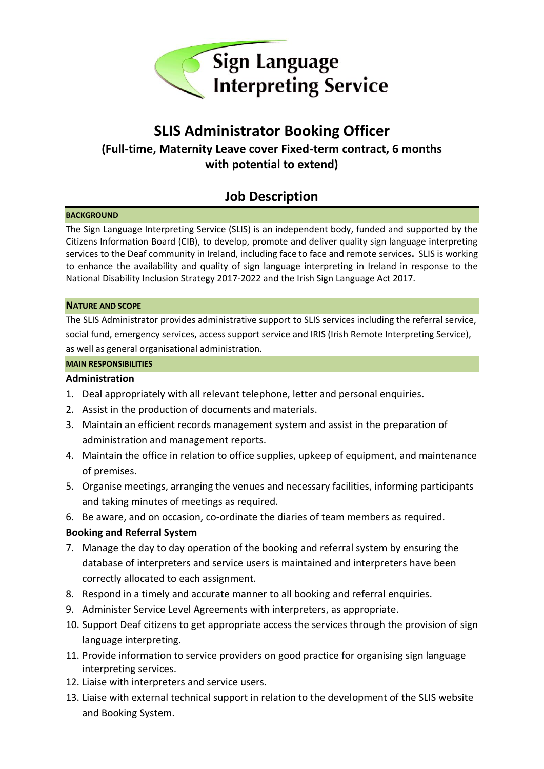Sign Language Interpreting Service

# SLIS Administrator Booking Officer

## (Full-time, Maternity Leave cover Fixed-term contract, 6 months with potential to extend)

## Job Description

**BACKGROUND**

The Sign Language Interpreting Service (SLIS) is an independent body, funded and supported by the Citizens Information Board (CIB), to develop, promote and deliver quality sign language interpreting services to the Deaf community in Ireland, including face to face and remote services**.** SLIS is working to enhance the availability and quality of sign language interpreting in Ireland in response to the National Disability Inclusion Strategy 2017-2022 and the Irish Sign Language Act 2017.

**NATURE AND SCOPE**

The SLIS Administrator provides administrative support to SLIS services including the referral service, social fund, emergency services, access support service and IRIS (Irish Remote Interpreting Service), as well as general organisational administration.

**MAIN RESPONSIBILITIES**

**Administration**

1. Deal appropriately with all relevant telephone, letter and personal enquiries.
2. Assist in the production of documents and materials.
3. Maintain an efficient records management system and assist in the preparation of administration and management reports.
4. Maintain the office in relation to office supplies, upkeep of equipment, and maintenance of premises.
5. Organise meetings, arranging the venues and necessary facilities, informing participants and taking minutes of meetings as required.
6. Be aware, and on occasion, co-ordinate the diaries of team members as required.

**Booking and Referral System**

7. Manage the day to day operation of the booking and referral system by ensuring the database of interpreters and service users is maintained and interpreters have been correctly allocated to each assignment.
8. Respond in a timely and accurate manner to all booking and referral enquiries.
9. Administer Service Level Agreements with interpreters, as appropriate.
10. Support Deaf citizens to get appropriate access the services through the provision of sign language interpreting.
11. Provide information to service providers on good practice for organising sign language interpreting services.
12. Liaise with interpreters and service users.
13. Liaise with external technical support in relation to the development of the SLIS website and Booking System.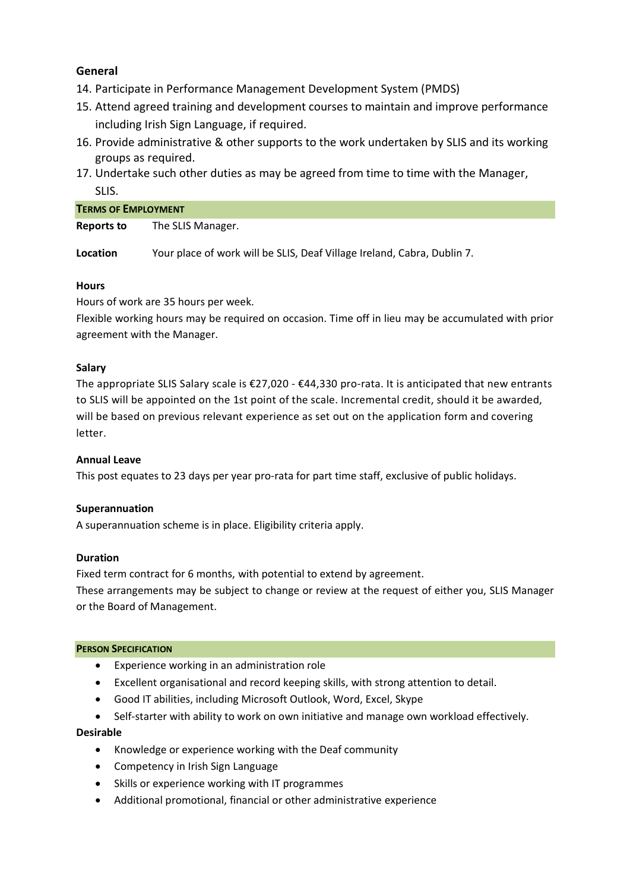### General

14. Participate in Performance Management Development System (PMDS)
15. Attend agreed training and development courses to maintain and improve performance including Irish Sign Language, if required.
16. Provide administrative & other supports to the work undertaken by SLIS and its working groups as required.
17. Undertake such other duties as may be agreed from time to time with the Manager, SLIS.

## TERMS OF EMPLOYMENT

**Reports to** The SLIS Manager.

**Location** Your place of work will be SLIS, Deaf Village Ireland, Cabra, Dublin 7.

**Hours**

Hours of work are 35 hours per week.

Flexible working hours may be required on occasion. Time off in lieu may be accumulated with prior agreement with the Manager.

**Salary**

The appropriate SLIS Salary scale is €27,020 - €44,330 pro-rata. It is anticipated that new entrants to SLIS will be appointed on the 1st point of the scale. Incremental credit, should it be awarded, will be based on previous relevant experience as set out on the application form and covering letter.

**Annual Leave**

This post equates to 23 days per year pro-rata for part time staff, exclusive of public holidays.

**Superannuation**

A superannuation scheme is in place. Eligibility criteria apply.

**Duration**

Fixed term contract for 6 months, with potential to extend by agreement.

These arrangements may be subject to change or review at the request of either you, SLIS Manager or the Board of Management.

## PERSON SPECIFICATION

- Experience working in an administration role
- Excellent organisational and record keeping skills, with strong attention to detail.
- Good IT abilities, including Microsoft Outlook, Word, Excel, Skype
- Self-starter with ability to work on own initiative and manage own workload effectively.

**Desirable**

- Knowledge or experience working with the Deaf community
- Competency in Irish Sign Language
- Skills or experience working with IT programmes
- Additional promotional, financial or other administrative experience